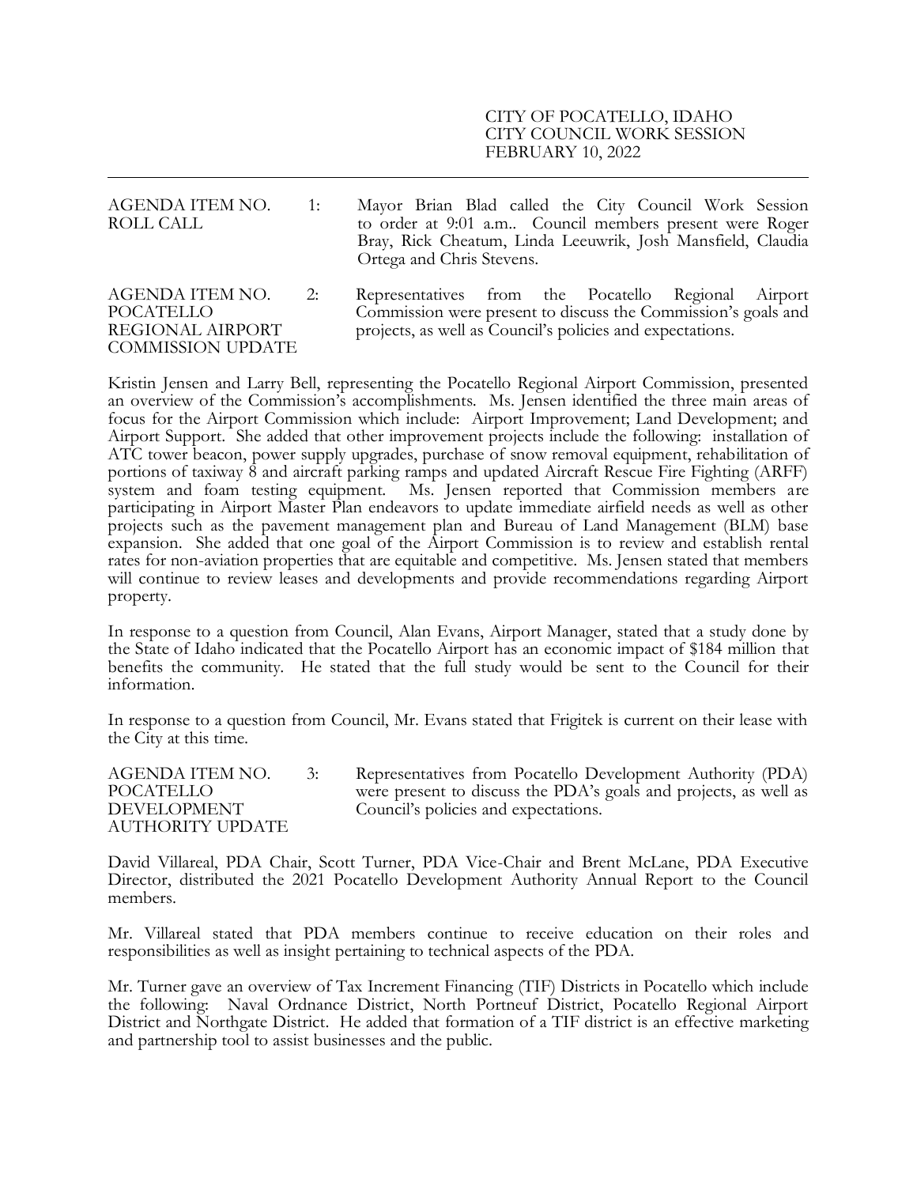CITY OF POCATELLO, IDAHO
CITY COUNCIL WORK SESSION
FEBRUARY 10, 2022

---

AGENDA ITEM NO. 1: ROLL CALL

Mayor Brian Blad called the City Council Work Session to order at 9:01 a.m.. Council members present were Roger Bray, Rick Cheatum, Linda Leeuwrik, Josh Mansfield, Claudia Ortega and Chris Stevens.

AGENDA ITEM NO. 2: POCATELLO REGIONAL AIRPORT COMMISSION UPDATE

Representatives from the Pocatello Regional Airport Commission were present to discuss the Commission's goals and projects, as well as Council's policies and expectations.

Kristin Jensen and Larry Bell, representing the Pocatello Regional Airport Commission, presented an overview of the Commission's accomplishments. Ms. Jensen identified the three main areas of focus for the Airport Commission which include: Airport Improvement; Land Development; and Airport Support. She added that other improvement projects include the following: installation of ATC tower beacon, power supply upgrades, purchase of snow removal equipment, rehabilitation of portions of taxiway 8 and aircraft parking ramps and updated Aircraft Rescue Fire Fighting (ARFF) system and foam testing equipment. Ms. Jensen reported that Commission members are participating in Airport Master Plan endeavors to update immediate airfield needs as well as other projects such as the pavement management plan and Bureau of Land Management (BLM) base expansion. She added that one goal of the Airport Commission is to review and establish rental rates for non-aviation properties that are equitable and competitive. Ms. Jensen stated that members will continue to review leases and developments and provide recommendations regarding Airport property.

In response to a question from Council, Alan Evans, Airport Manager, stated that a study done by the State of Idaho indicated that the Pocatello Airport has an economic impact of $184 million that benefits the community. He stated that the full study would be sent to the Council for their information.

In response to a question from Council, Mr. Evans stated that Frigitek is current on their lease with the City at this time.

AGENDA ITEM NO. 3: POCATELLO DEVELOPMENT AUTHORITY UPDATE

Representatives from Pocatello Development Authority (PDA) were present to discuss the PDA's goals and projects, as well as Council's policies and expectations.

David Villareal, PDA Chair, Scott Turner, PDA Vice-Chair and Brent McLane, PDA Executive Director, distributed the 2021 Pocatello Development Authority Annual Report to the Council members.

Mr. Villareal stated that PDA members continue to receive education on their roles and responsibilities as well as insight pertaining to technical aspects of the PDA.

Mr. Turner gave an overview of Tax Increment Financing (TIF) Districts in Pocatello which include the following: Naval Ordnance District, North Portneuf District, Pocatello Regional Airport District and Northgate District. He added that formation of a TIF district is an effective marketing and partnership tool to assist businesses and the public.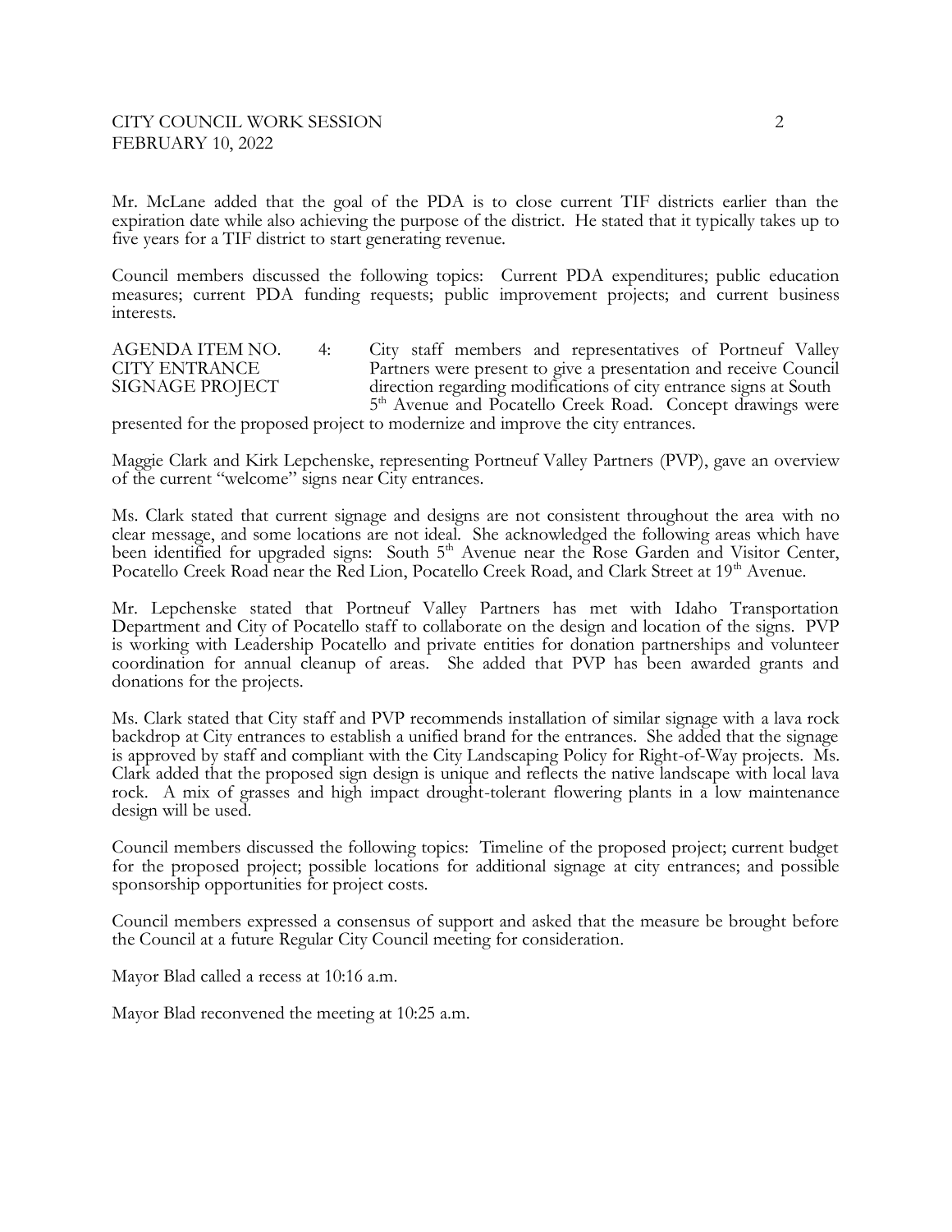Mr. McLane added that the goal of the PDA is to close current TIF districts earlier than the expiration date while also achieving the purpose of the district. He stated that it typically takes up to five years for a TIF district to start generating revenue.

Council members discussed the following topics: Current PDA expenditures; public education measures; current PDA funding requests; public improvement projects; and current business interests.

AGENDA ITEM NO. 4: CITY ENTRANCE SIGNAGE PROJECT

City staff members and representatives of Portneuf Valley Partners were present to give a presentation and receive Council direction regarding modifications of city entrance signs at South 5th Avenue and Pocatello Creek Road. Concept drawings were presented for the proposed project to modernize and improve the city entrances.

Maggie Clark and Kirk Lepchenske, representing Portneuf Valley Partners (PVP), gave an overview of the current "welcome" signs near City entrances.

Ms. Clark stated that current signage and designs are not consistent throughout the area with no clear message, and some locations are not ideal. She acknowledged the following areas which have been identified for upgraded signs: South 5th Avenue near the Rose Garden and Visitor Center, Pocatello Creek Road near the Red Lion, Pocatello Creek Road, and Clark Street at 19th Avenue.

Mr. Lepchenske stated that Portneuf Valley Partners has met with Idaho Transportation Department and City of Pocatello staff to collaborate on the design and location of the signs. PVP is working with Leadership Pocatello and private entities for donation partnerships and volunteer coordination for annual cleanup of areas. She added that PVP has been awarded grants and donations for the projects.

Ms. Clark stated that City staff and PVP recommends installation of similar signage with a lava rock backdrop at City entrances to establish a unified brand for the entrances. She added that the signage is approved by staff and compliant with the City Landscaping Policy for Right-of-Way projects. Ms. Clark added that the proposed sign design is unique and reflects the native landscape with local lava rock. A mix of grasses and high impact drought-tolerant flowering plants in a low maintenance design will be used.

Council members discussed the following topics: Timeline of the proposed project; current budget for the proposed project; possible locations for additional signage at city entrances; and possible sponsorship opportunities for project costs.

Council members expressed a consensus of support and asked that the measure be brought before the Council at a future Regular City Council meeting for consideration.

Mayor Blad called a recess at 10:16 a.m.

Mayor Blad reconvened the meeting at 10:25 a.m.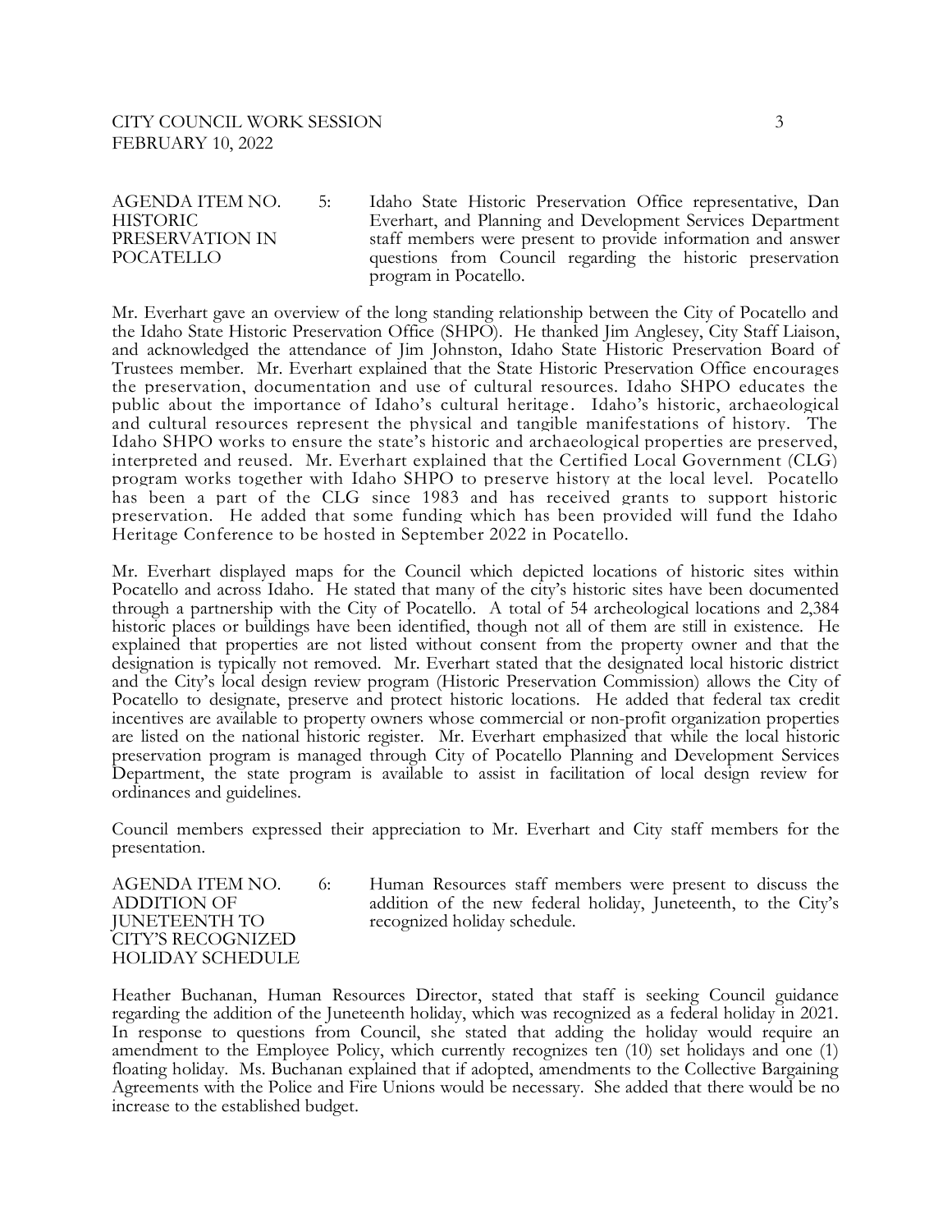AGENDA ITEM NO. 5: HISTORIC PRESERVATION IN POCATELLO

Idaho State Historic Preservation Office representative, Dan Everhart, and Planning and Development Services Department staff members were present to provide information and answer questions from Council regarding the historic preservation program in Pocatello.

Mr. Everhart gave an overview of the long standing relationship between the City of Pocatello and the Idaho State Historic Preservation Office (SHPO). He thanked Jim Anglesey, City Staff Liaison, and acknowledged the attendance of Jim Johnston, Idaho State Historic Preservation Board of Trustees member. Mr. Everhart explained that the State Historic Preservation Office encourages the preservation, documentation and use of cultural resources. Idaho SHPO educates the public about the importance of Idaho's cultural heritage. Idaho's historic, archaeological and cultural resources represent the physical and tangible manifestations of history. The Idaho SHPO works to ensure the state's historic and archaeological properties are preserved, interpreted and reused. Mr. Everhart explained that the Certified Local Government (CLG) program works together with Idaho SHPO to preserve history at the local level. Pocatello has been a part of the CLG since 1983 and has received grants to support historic preservation. He added that some funding which has been provided will fund the Idaho Heritage Conference to be hosted in September 2022 in Pocatello.

Mr. Everhart displayed maps for the Council which depicted locations of historic sites within Pocatello and across Idaho. He stated that many of the city's historic sites have been documented through a partnership with the City of Pocatello. A total of 54 archeological locations and 2,384 historic places or buildings have been identified, though not all of them are still in existence. He explained that properties are not listed without consent from the property owner and that the designation is typically not removed. Mr. Everhart stated that the designated local historic district and the City's local design review program (Historic Preservation Commission) allows the City of Pocatello to designate, preserve and protect historic locations. He added that federal tax credit incentives are available to property owners whose commercial or non-profit organization properties are listed on the national historic register. Mr. Everhart emphasized that while the local historic preservation program is managed through City of Pocatello Planning and Development Services Department, the state program is available to assist in facilitation of local design review for ordinances and guidelines.

Council members expressed their appreciation to Mr. Everhart and City staff members for the presentation.

AGENDA ITEM NO. 6: ADDITION OF JUNETEENTH TO CITY'S RECOGNIZED HOLIDAY SCHEDULE

Human Resources staff members were present to discuss the addition of the new federal holiday, Juneteenth, to the City's recognized holiday schedule.

Heather Buchanan, Human Resources Director, stated that staff is seeking Council guidance regarding the addition of the Juneteenth holiday, which was recognized as a federal holiday in 2021. In response to questions from Council, she stated that adding the holiday would require an amendment to the Employee Policy, which currently recognizes ten (10) set holidays and one (1) floating holiday. Ms. Buchanan explained that if adopted, amendments to the Collective Bargaining Agreements with the Police and Fire Unions would be necessary. She added that there would be no increase to the established budget.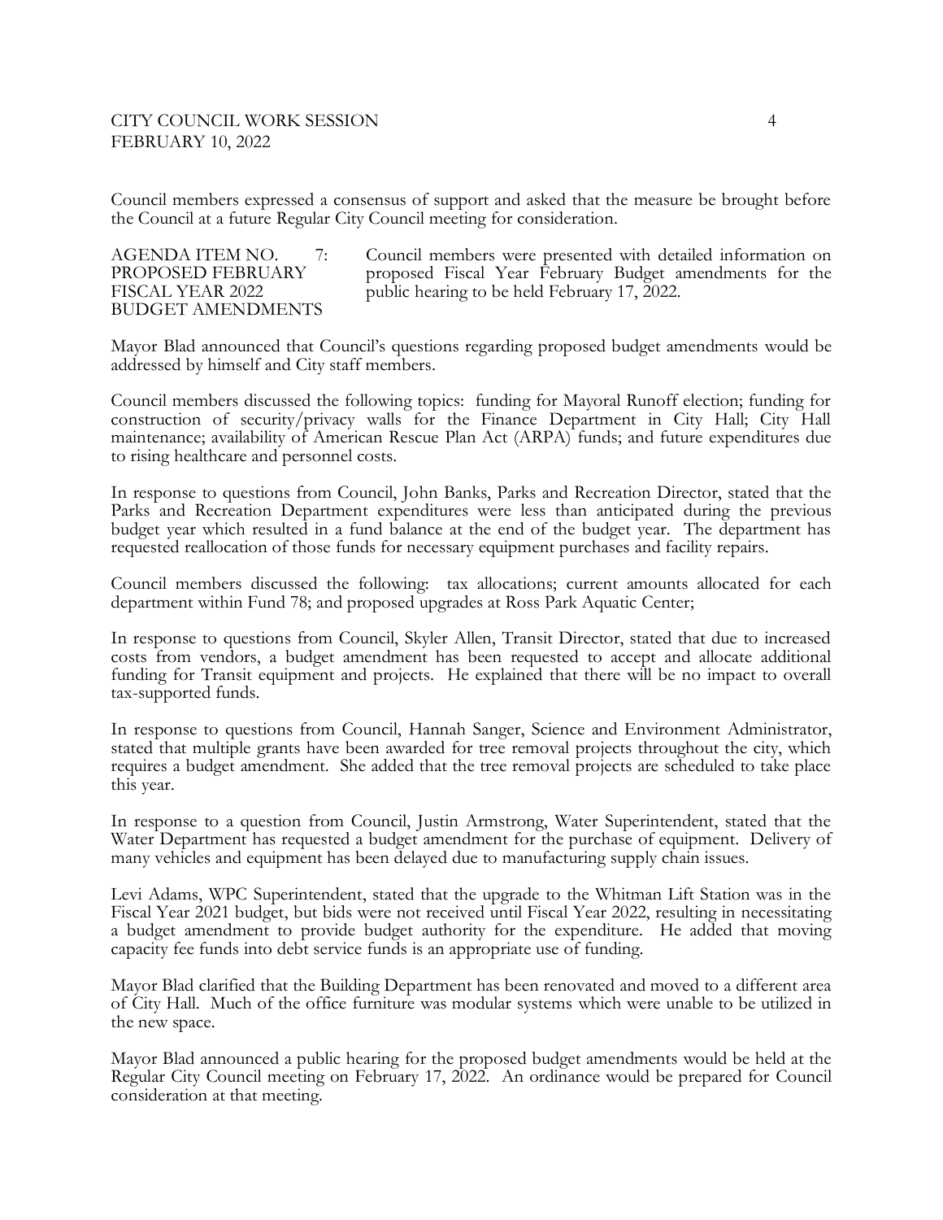Council members expressed a consensus of support and asked that the measure be brought before the Council at a future Regular City Council meeting for consideration.

| AGENDA ITEM NO. 7: PROPOSED FEBRUARY FISCAL YEAR 2022 BUDGET AMENDMENTS | Council members were presented with detailed information on proposed Fiscal Year February Budget amendments for the public hearing to be held February 17, 2022. |
|---|---|

Mayor Blad announced that Council's questions regarding proposed budget amendments would be addressed by himself and City staff members.

Council members discussed the following topics: funding for Mayoral Runoff election; funding for construction of security/privacy walls for the Finance Department in City Hall; City Hall maintenance; availability of American Rescue Plan Act (ARPA) funds; and future expenditures due to rising healthcare and personnel costs.

In response to questions from Council, John Banks, Parks and Recreation Director, stated that the Parks and Recreation Department expenditures were less than anticipated during the previous budget year which resulted in a fund balance at the end of the budget year. The department has requested reallocation of those funds for necessary equipment purchases and facility repairs.

Council members discussed the following: tax allocations; current amounts allocated for each department within Fund 78; and proposed upgrades at Ross Park Aquatic Center;

In response to questions from Council, Skyler Allen, Transit Director, stated that due to increased costs from vendors, a budget amendment has been requested to accept and allocate additional funding for Transit equipment and projects. He explained that there will be no impact to overall tax-supported funds.

In response to questions from Council, Hannah Sanger, Science and Environment Administrator, stated that multiple grants have been awarded for tree removal projects throughout the city, which requires a budget amendment. She added that the tree removal projects are scheduled to take place this year.

In response to a question from Council, Justin Armstrong, Water Superintendent, stated that the Water Department has requested a budget amendment for the purchase of equipment. Delivery of many vehicles and equipment has been delayed due to manufacturing supply chain issues.

Levi Adams, WPC Superintendent, stated that the upgrade to the Whitman Lift Station was in the Fiscal Year 2021 budget, but bids were not received until Fiscal Year 2022, resulting in necessitating a budget amendment to provide budget authority for the expenditure. He added that moving capacity fee funds into debt service funds is an appropriate use of funding.

Mayor Blad clarified that the Building Department has been renovated and moved to a different area of City Hall. Much of the office furniture was modular systems which were unable to be utilized in the new space.

Mayor Blad announced a public hearing for the proposed budget amendments would be held at the Regular City Council meeting on February 17, 2022. An ordinance would be prepared for Council consideration at that meeting.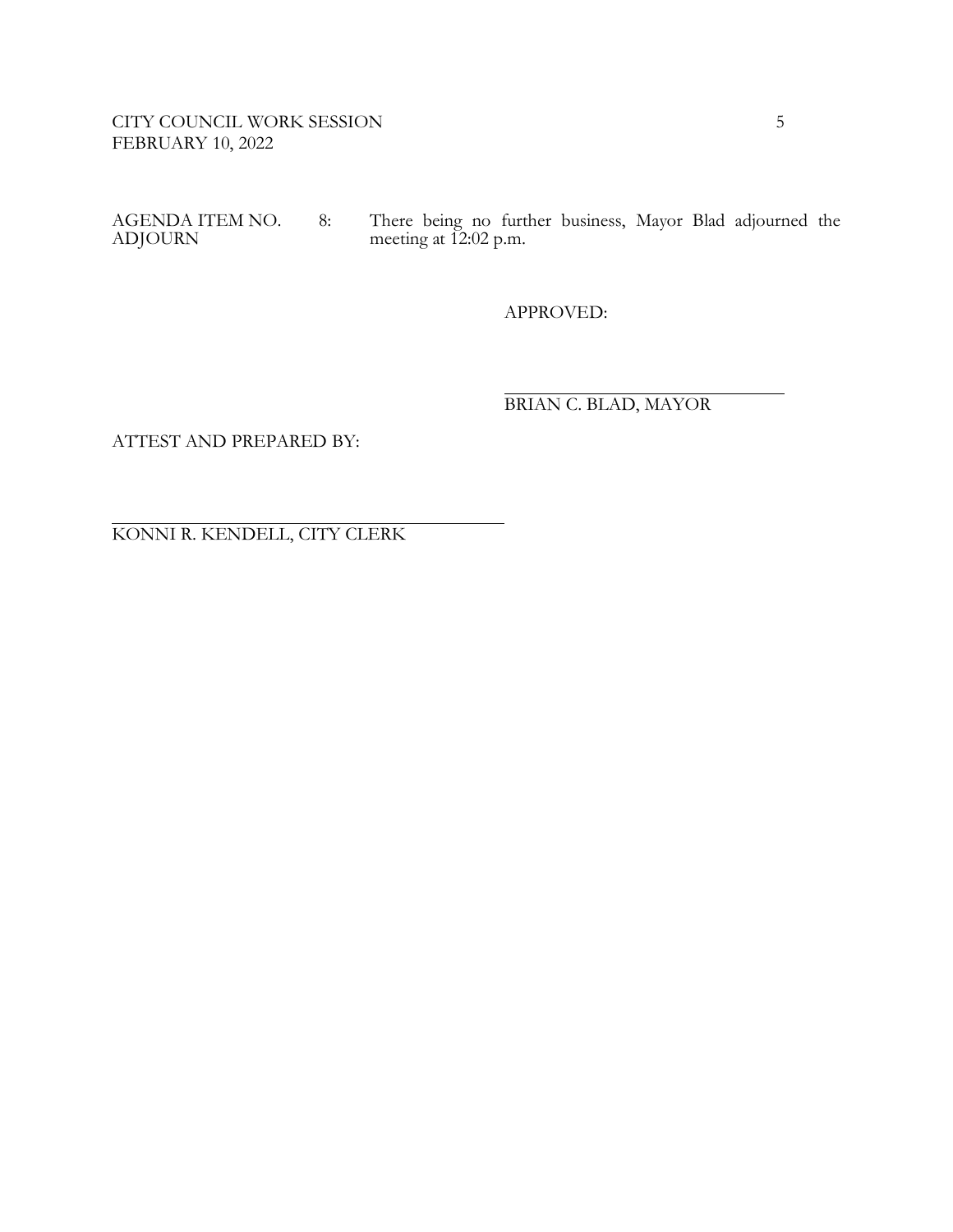AGENDA ITEM NO. 8: ADJOURN

There being no further business, Mayor Blad adjourned the meeting at 12:02 p.m.

APPROVED:

\_\_\_\_\_\_\_\_\_\_\_\_\_\_\_\_\_\_\_\_\_\_\_\_\_\_\_\_\_\_

BRIAN C. BLAD, MAYOR

ATTEST AND PREPARED BY:

\_\_\_\_\_\_\_\_\_\_\_\_\_\_\_\_\_\_\_\_\_\_\_\_\_\_\_\_\_\_

KONNI R. KENDELL, CITY CLERK